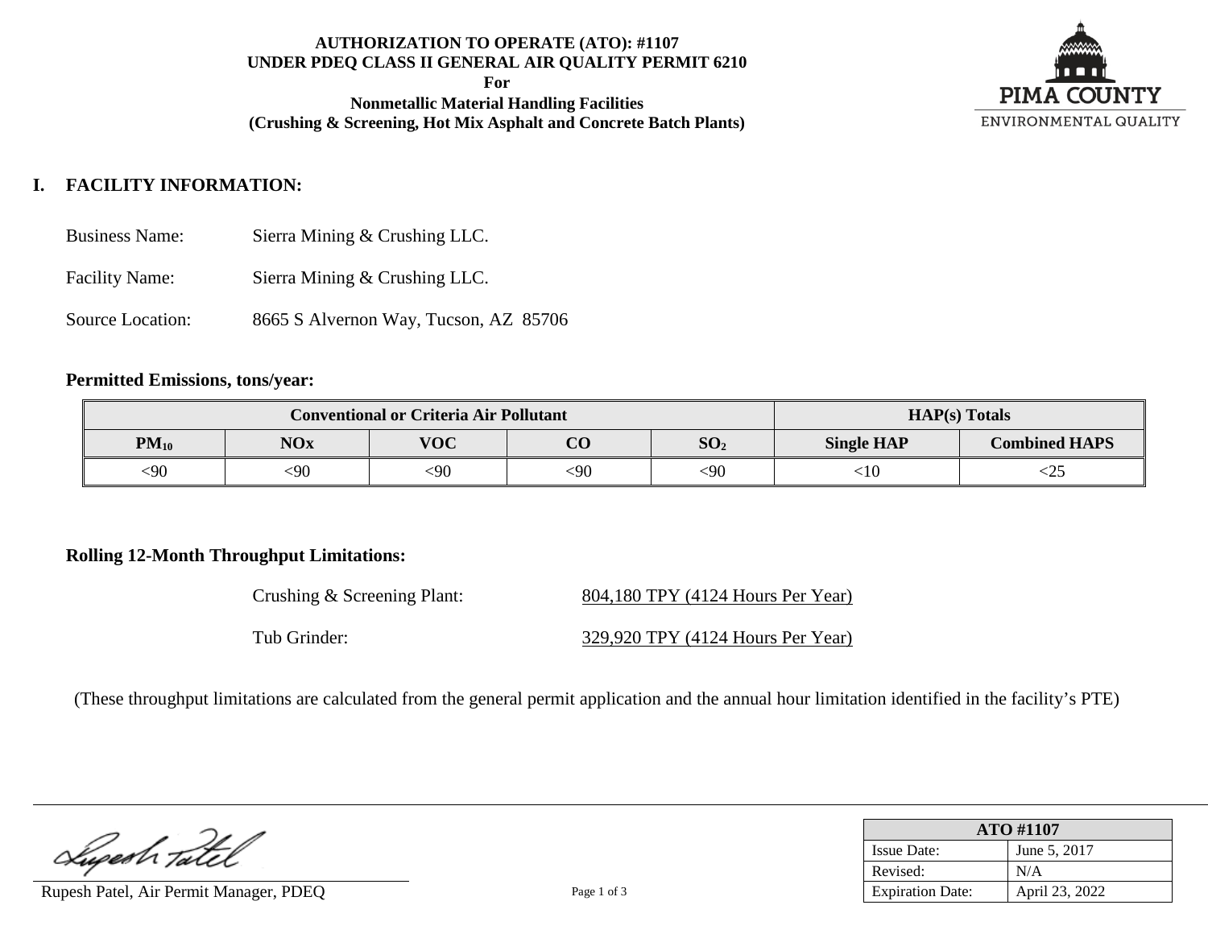**AUTHORIZATION TO OPERATE (ATO): #1107**
**UNDER PDEQ CLASS II GENERAL AIR QUALITY PERMIT 6210**
**For**
**Nonmetallic Material Handling Facilities**
**(Crushing & Screening, Hot Mix Asphalt and Concrete Batch Plants)**

PIMA COUNTY
ENVIRONMENTAL QUALITY

## I. FACILITY INFORMATION:

Business Name: Sierra Mining & Crushing LLC.

Facility Name: Sierra Mining & Crushing LLC.

Source Location: 8665 S Alvernon Way, Tucson, AZ 85706

**Permitted Emissions, tons/year:**

| Conventional or Criteria Air Pollutant | | | | | HAP(s) Totals | |
|---|---|---|---|---|---|---|
| **$PM_{10}$** | **NOx** | **VOC** | **CO** | **$SO_2$** | **Single HAP** | **Combined HAPS** |
| <90 | <90 | <90 | <90 | <90 | <10 | <25 |

**Rolling 12-Month Throughput Limitations:**

Crushing & Screening Plant: 804,180 TPY (4124 Hours Per Year)

Tub Grinder: 329,920 TPY (4124 Hours Per Year)

(These throughput limitations are calculated from the general permit application and the annual hour limitation identified in the facility's PTE)

Rupesh Patel, Air Permit Manager, PDEQ

| ATO #1107 | |
|---|---|
| Issue Date: | June 5, 2017 |
| Revised: | N/A |
| Expiration Date: | April 23, 2022 |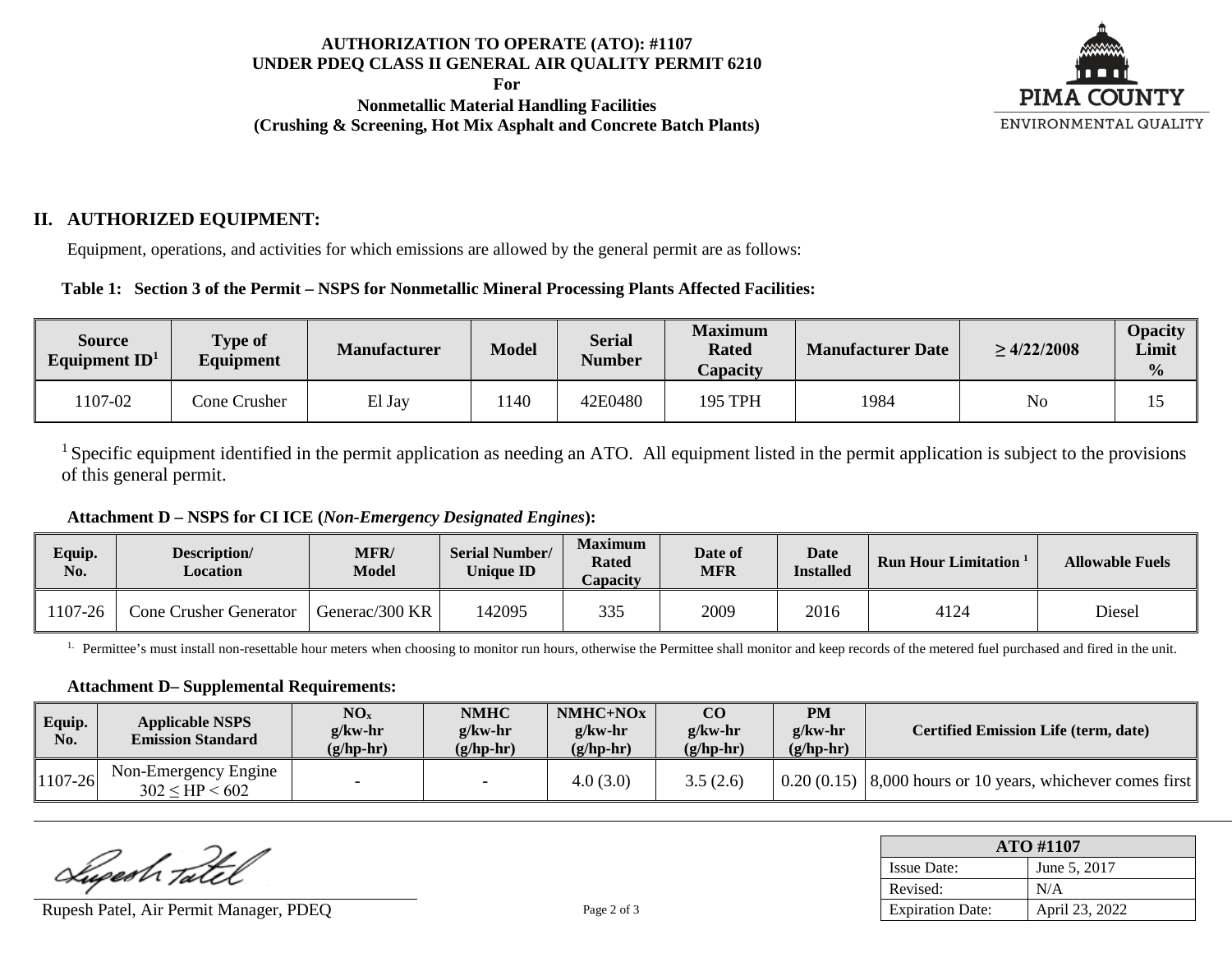**AUTHORIZATION TO OPERATE (ATO): #1107**
**UNDER PDEQ CLASS II GENERAL AIR QUALITY PERMIT 6210**
**For**
**Nonmetallic Material Handling Facilities**
**(Crushing & Screening, Hot Mix Asphalt and Concrete Batch Plants)**

## II. AUTHORIZED EQUIPMENT:

Equipment, operations, and activities for which emissions are allowed by the general permit are as follows:

**Table 1: Section 3 of the Permit – NSPS for Nonmetallic Mineral Processing Plants Affected Facilities:**

| Source Equipment ID[1] | Type of Equipment | Manufacturer | Model | Serial Number | Maximum Rated Capacity | Manufacturer Date | ≥ 4/22/2008 | Opacity Limit % |
|---|---|---|---|---|---|---|---|---|
| 1107-02 | Cone Crusher | El Jay | 1140 | 42E0480 | 195 TPH | 1984 | No | 15 |

[1] Specific equipment identified in the permit application as needing an ATO. All equipment listed in the permit application is subject to the provisions of this general permit.

**Attachment D – NSPS for CI ICE (*Non-Emergency Designated Engines*):**

| Equip. No. | Description/ Location | MFR/ Model | Serial Number/ Unique ID | Maximum Rated Capacity | Date of MFR | Date Installed | Run Hour Limitation [1] | Allowable Fuels |
|---|---|---|---|---|---|---|---|---|
| 1107-26 | Cone Crusher Generator | Generac/300 KR | 142095 | 335 | 2009 | 2016 | 4124 | Diesel |

[1.] Permittee's must install non-resettable hour meters when choosing to monitor run hours, otherwise the Permittee shall monitor and keep records of the metered fuel purchased and fired in the unit.

**Attachment D– Supplemental Requirements:**

| Equip. No. | Applicable NSPS Emission Standard | $NO_x$ g/kw-hr (g/hp-hr) | NMHC g/kw-hr (g/hp-hr) | NMHC+NOx g/kw-hr (g/hp-hr) | CO g/kw-hr (g/hp-hr) | PM g/kw-hr (g/hp-hr) | Certified Emission Life (term, date) |
|---|---|---|---|---|---|---|---|
| 1107-26 | Non-Emergency Engine $302 \leq HP < 602$ | - | - | 4.0 (3.0) | 3.5 (2.6) | 0.20 (0.15) | 8,000 hours or 10 years, whichever comes first |

Rupesh Patel, Air Permit Manager, PDEQ

| ATO #1107 | |
|---|---|
| Issue Date: | June 5, 2017 |
| Revised: | N/A |
| Expiration Date: | April 23, 2022 |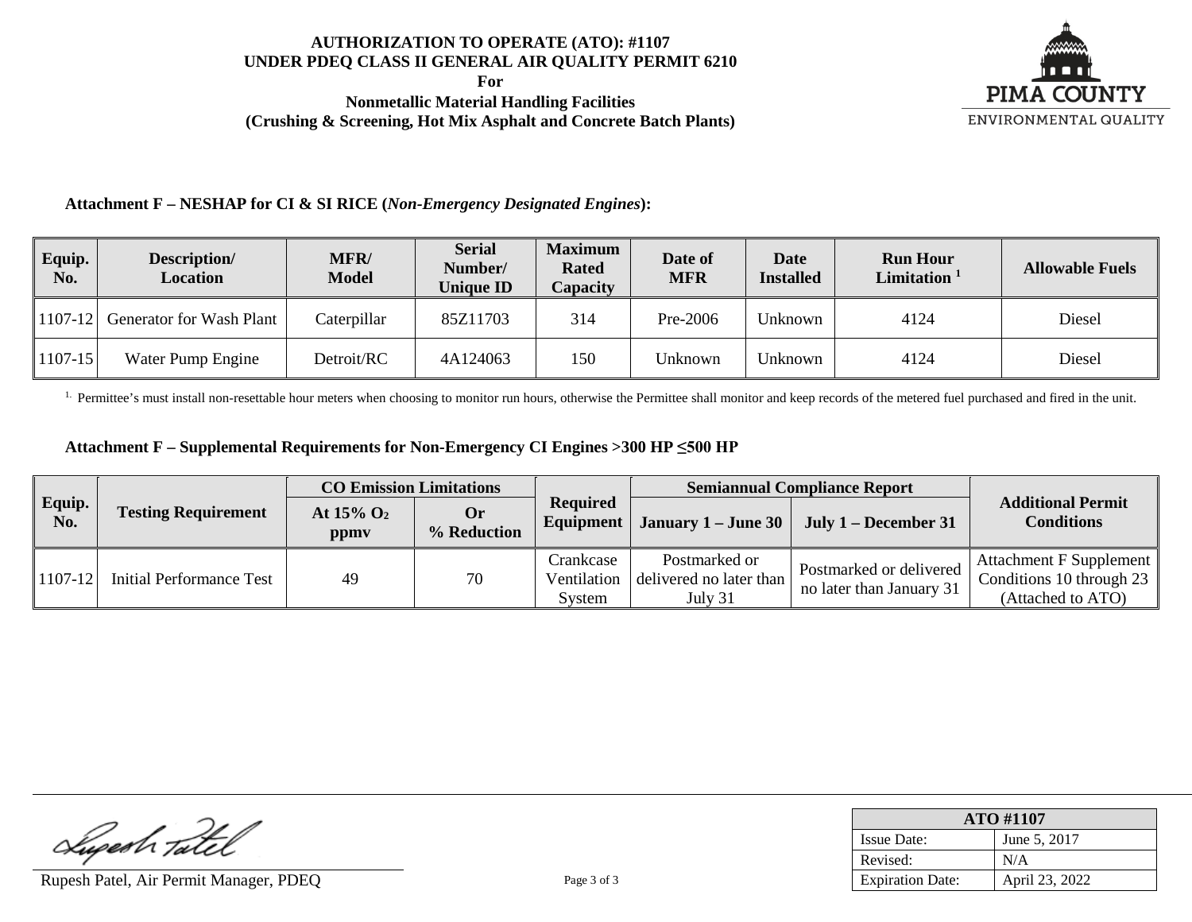**AUTHORIZATION TO OPERATE (ATO): #1107**
**UNDER PDEQ CLASS II GENERAL AIR QUALITY PERMIT 6210**
**For**
**Nonmetallic Material Handling Facilities**
**(Crushing & Screening, Hot Mix Asphalt and Concrete Batch Plants)**

PIMA COUNTY
ENVIRONMENTAL QUALITY

**Attachment F – NESHAP for CI & SI RICE (*Non-Emergency Designated Engines*):**

| Equip. No. | Description/ Location | MFR/ Model | Serial Number/ Unique ID | Maximum Rated Capacity | Date of MFR | Date Installed | Run Hour Limitation [1] | Allowable Fuels |
|---|---|---|---|---|---|---|---|---|
| 1107-12 | Generator for Wash Plant | Caterpillar | 85Z11703 | 314 | Pre-2006 | Unknown | 4124 | Diesel |
| 1107-15 | Water Pump Engine | Detroit/RC | 4A124063 | 150 | Unknown | Unknown | 4124 | Diesel |

[1.] Permittee's must install non-resettable hour meters when choosing to monitor run hours, otherwise the Permittee shall monitor and keep records of the metered fuel purchased and fired in the unit.

**Attachment F – Supplemental Requirements for Non-Emergency CI Engines >300 HP ≤500 HP**

| Equip. No. | Testing Requirement | CO Emission Limitations | | Required Equipment | Semiannual Compliance Report | | Additional Permit Conditions |
|---|---|---|---|---|---|---|---|
| | | At 15% $O_2$ ppmv | Or % Reduction | | January 1 – June 30 | July 1 – December 31 | |
| 1107-12 | Initial Performance Test | 49 | 70 | Crankcase Ventilation System | Postmarked or delivered no later than July 31 | Postmarked or delivered no later than January 31 | Attachment F Supplement Conditions 10 through 23 (Attached to ATO) |

Rupesh Patel, Air Permit Manager, PDEQ

| ATO #1107 | |
|---|---|
| Issue Date: | June 5, 2017 |
| Revised: | N/A |
| Expiration Date: | April 23, 2022 |